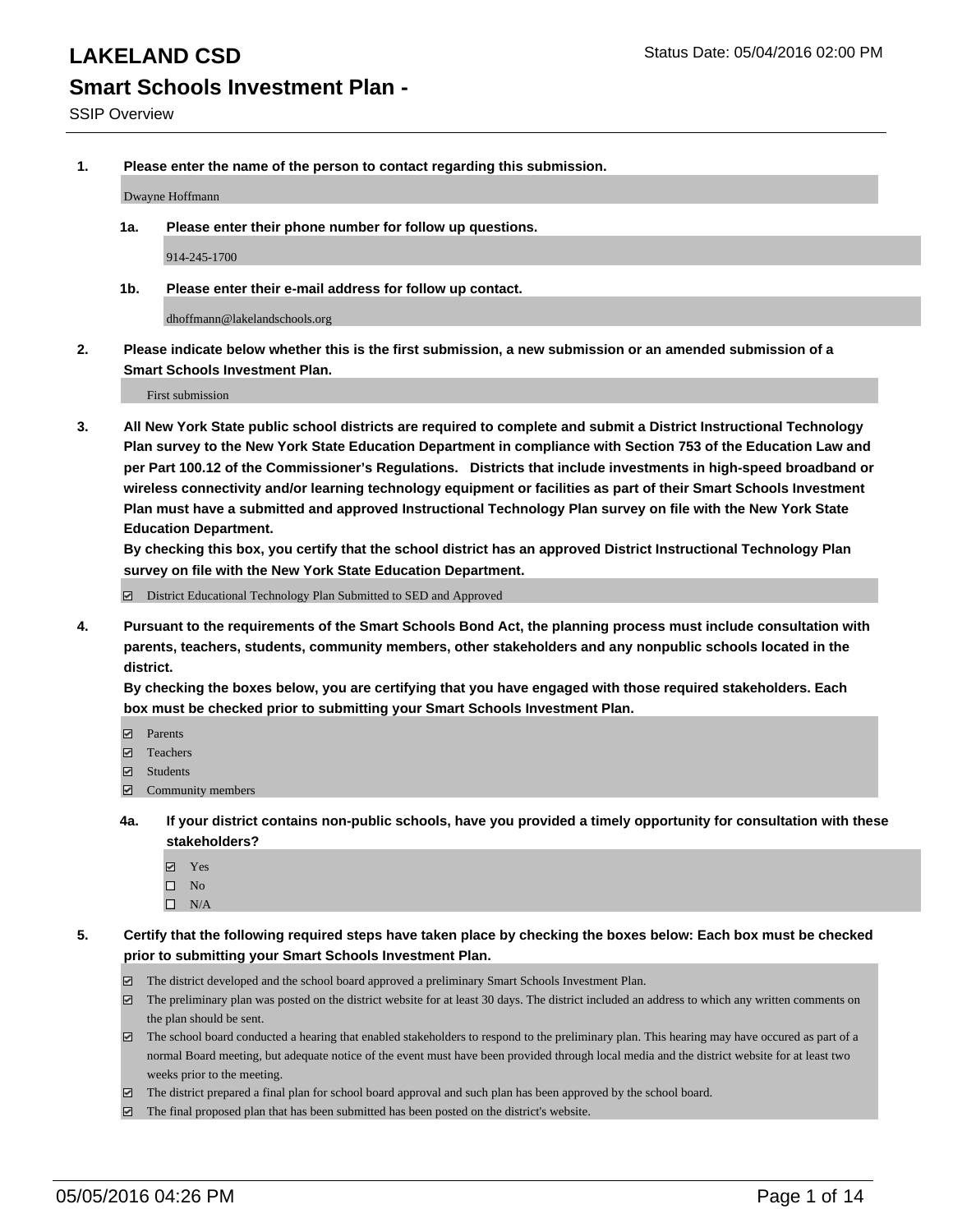# LAKELAND CSD

Status Date: 05/04/2016 02:00 PM

## Smart Schools Investment Plan -

SSIP Overview

1. **Please enter the name of the person to contact regarding this submission.**

   Dwayne Hoffmann

   1a. **Please enter their phone number for follow up questions.**

   914-245-1700

   1b. **Please enter their e-mail address for follow up contact.**

   dhoffmann@lakelandschools.org

2. **Please indicate below whether this is the first submission, a new submission or an amended submission of a Smart Schools Investment Plan.**

   First submission

3. **All New York State public school districts are required to complete and submit a District Instructional Technology Plan survey to the New York State Education Department in compliance with Section 753 of the Education Law and per Part 100.12 of the Commissioner's Regulations. Districts that include investments in high-speed broadband or wireless connectivity and/or learning technology equipment or facilities as part of their Smart Schools Investment Plan must have a submitted and approved Instructional Technology Plan survey on file with the New York State Education Department.**
   **By checking this box, you certify that the school district has an approved District Instructional Technology Plan survey on file with the New York State Education Department.**

   ☑ District Educational Technology Plan Submitted to SED and Approved

4. **Pursuant to the requirements of the Smart Schools Bond Act, the planning process must include consultation with parents, teachers, students, community members, other stakeholders and any nonpublic schools located in the district.**
   **By checking the boxes below, you are certifying that you have engaged with those required stakeholders. Each box must be checked prior to submitting your Smart Schools Investment Plan.**

   ☑ Parents
   ☑ Teachers
   ☑ Students
   ☑ Community members

   4a. **If your district contains non-public schools, have you provided a timely opportunity for consultation with these stakeholders?**

   ☑ Yes
   ☐ No
   ☐ N/A

5. **Certify that the following required steps have taken place by checking the boxes below: Each box must be checked prior to submitting your Smart Schools Investment Plan.**

   ☑ The district developed and the school board approved a preliminary Smart Schools Investment Plan.
   ☑ The preliminary plan was posted on the district website for at least 30 days. The district included an address to which any written comments on the plan should be sent.
   ☑ The school board conducted a hearing that enabled stakeholders to respond to the preliminary plan. This hearing may have occured as part of a normal Board meeting, but adequate notice of the event must have been provided through local media and the district website for at least two weeks prior to the meeting.
   ☑ The district prepared a final plan for school board approval and such plan has been approved by the school board.
   ☑ The final proposed plan that has been submitted has been posted on the district's website.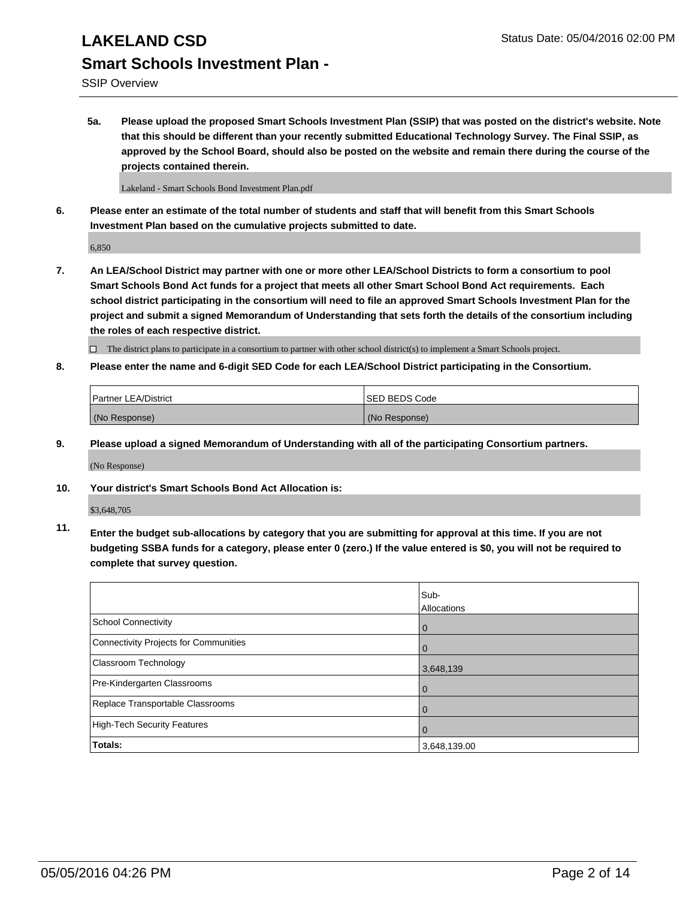# LAKELAND CSD

Status Date: 05/04/2016 02:00 PM

## Smart Schools Investment Plan -

SSIP Overview

**5a. Please upload the proposed Smart Schools Investment Plan (SSIP) that was posted on the district's website. Note that this should be different than your recently submitted Educational Technology Survey. The Final SSIP, as approved by the School Board, should also be posted on the website and remain there during the course of the projects contained therein.**

Lakeland - Smart Schools Bond Investment Plan.pdf

**6. Please enter an estimate of the total number of students and staff that will benefit from this Smart Schools Investment Plan based on the cumulative projects submitted to date.**

6,850

**7. An LEA/School District may partner with one or more other LEA/School Districts to form a consortium to pool Smart Schools Bond Act funds for a project that meets all other Smart School Bond Act requirements. Each school district participating in the consortium will need to file an approved Smart Schools Investment Plan for the project and submit a signed Memorandum of Understanding that sets forth the details of the consortium including the roles of each respective district.**

☐ The district plans to participate in a consortium to partner with other school district(s) to implement a Smart Schools project.

**8. Please enter the name and 6-digit SED Code for each LEA/School District participating in the Consortium.**

| Partner LEA/District | SED BEDS Code |
|---|---|
| (No Response) | (No Response) |

**9. Please upload a signed Memorandum of Understanding with all of the participating Consortium partners.**

(No Response)

**10. Your district's Smart Schools Bond Act Allocation is:**

$3,648,705

**11. Enter the budget sub-allocations by category that you are submitting for approval at this time. If you are not budgeting SSBA funds for a category, please enter 0 (zero.) If the value entered is $0, you will not be required to complete that survey question.**

| | Sub-Allocations |
|---|---|
| School Connectivity | 0 |
| Connectivity Projects for Communities | 0 |
| Classroom Technology | 3,648,139 |
| Pre-Kindergarten Classrooms | 0 |
| Replace Transportable Classrooms | 0 |
| High-Tech Security Features | 0 |
| **Totals:** | 3,648,139.00 |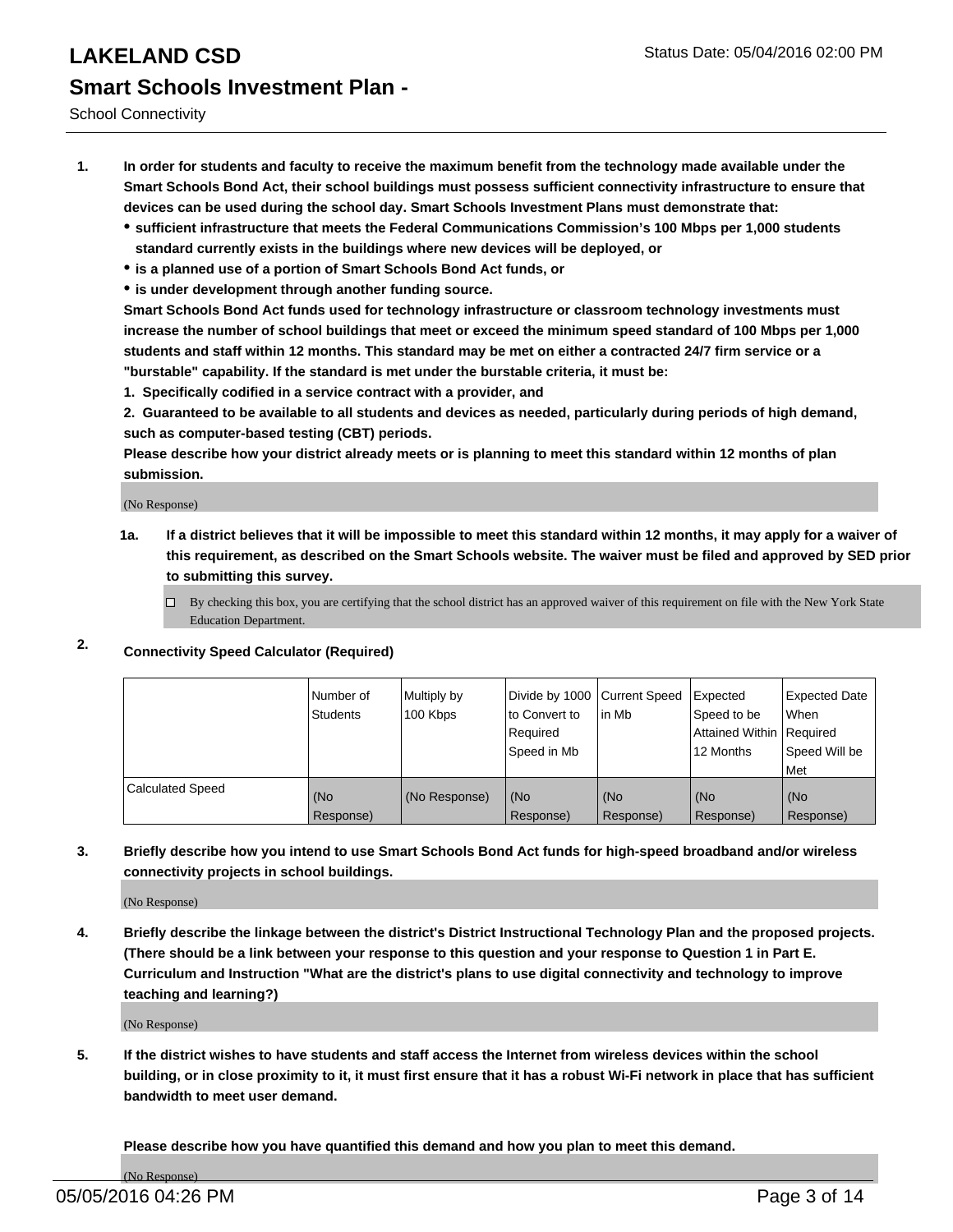# LAKELAND CSD

## Smart Schools Investment Plan -

School Connectivity

1. **In order for students and faculty to receive the maximum benefit from the technology made available under the Smart Schools Bond Act, their school buildings must possess sufficient connectivity infrastructure to ensure that devices can be used during the school day. Smart Schools Investment Plans must demonstrate that:**
   - **sufficient infrastructure that meets the Federal Communications Commission's 100 Mbps per 1,000 students standard currently exists in the buildings where new devices will be deployed, or**
   - **is a planned use of a portion of Smart Schools Bond Act funds, or**
   - **is under development through another funding source.**

   **Smart Schools Bond Act funds used for technology infrastructure or classroom technology investments must increase the number of school buildings that meet or exceed the minimum speed standard of 100 Mbps per 1,000 students and staff within 12 months. This standard may be met on either a contracted 24/7 firm service or a "burstable" capability. If the standard is met under the burstable criteria, it must be:**

   **1. Specifically codified in a service contract with a provider, and**

   **2. Guaranteed to be available to all students and devices as needed, particularly during periods of high demand, such as computer-based testing (CBT) periods.**

   **Please describe how your district already meets or is planning to meet this standard within 12 months of plan submission.**

   (No Response)

   **1a. If a district believes that it will be impossible to meet this standard within 12 months, it may apply for a waiver of this requirement, as described on the Smart Schools website. The waiver must be filed and approved by SED prior to submitting this survey.**

   ☐ By checking this box, you are certifying that the school district has an approved waiver of this requirement on file with the New York State Education Department.

2. **Connectivity Speed Calculator (Required)**

|  | Number of Students | Multiply by 100 Kbps | Divide by 1000 to Convert to Required Speed in Mb | Current Speed in Mb | Expected Speed to be Attained Within 12 Months | Expected Date When Required Speed Will be Met |
|---|---|---|---|---|---|---|
| Calculated Speed | (No Response) | (No Response) | (No Response) | (No Response) | (No Response) | (No Response) |

3. **Briefly describe how you intend to use Smart Schools Bond Act funds for high-speed broadband and/or wireless connectivity projects in school buildings.**

   (No Response)

4. **Briefly describe the linkage between the district's District Instructional Technology Plan and the proposed projects. (There should be a link between your response to this question and your response to Question 1 in Part E. Curriculum and Instruction "What are the district's plans to use digital connectivity and technology to improve teaching and learning?)**

   (No Response)

5. **If the district wishes to have students and staff access the Internet from wireless devices within the school building, or in close proximity to it, it must first ensure that it has a robust Wi-Fi network in place that has sufficient bandwidth to meet user demand.**

   **Please describe how you have quantified this demand and how you plan to meet this demand.**

   (No Response)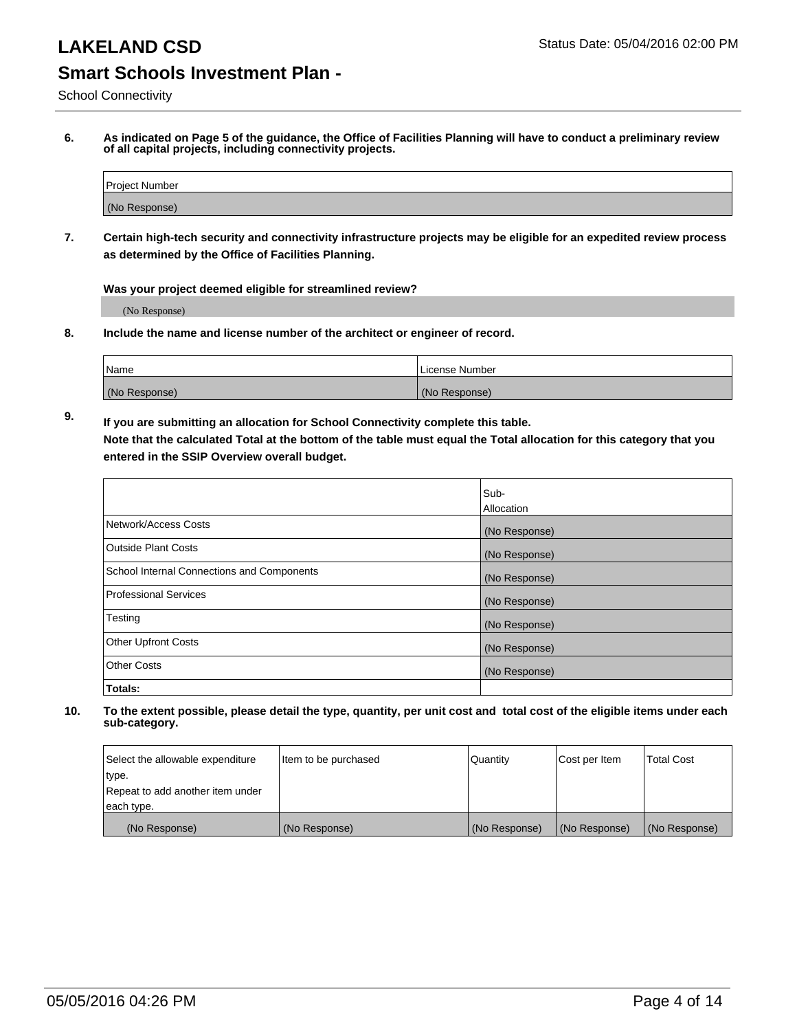# LAKELAND CSD

Status Date: 05/04/2016 02:00 PM

## Smart Schools Investment Plan -

School Connectivity

**6. As indicated on Page 5 of the guidance, the Office of Facilities Planning will have to conduct a preliminary review of all capital projects, including connectivity projects.**

| Project Number |
|---|
| (No Response) |

**7. Certain high-tech security and connectivity infrastructure projects may be eligible for an expedited review process as determined by the Office of Facilities Planning.**

**Was your project deemed eligible for streamlined review?**

(No Response)

**8. Include the name and license number of the architect or engineer of record.**

| Name | License Number |
|---|---|
| (No Response) | (No Response) |

**9. If you are submitting an allocation for School Connectivity complete this table.**
**Note that the calculated Total at the bottom of the table must equal the Total allocation for this category that you entered in the SSIP Overview overall budget.**

| | Sub-Allocation |
|---|---|
| Network/Access Costs | (No Response) |
| Outside Plant Costs | (No Response) |
| School Internal Connections and Components | (No Response) |
| Professional Services | (No Response) |
| Testing | (No Response) |
| Other Upfront Costs | (No Response) |
| Other Costs | (No Response) |
| **Totals:** | |

**10. To the extent possible, please detail the type, quantity, per unit cost and total cost of the eligible items under each sub-category.**

| Select the allowable expenditure type. Repeat to add another item under each type. | Item to be purchased | Quantity | Cost per Item | Total Cost |
|---|---|---|---|---|
| (No Response) | (No Response) | (No Response) | (No Response) | (No Response) |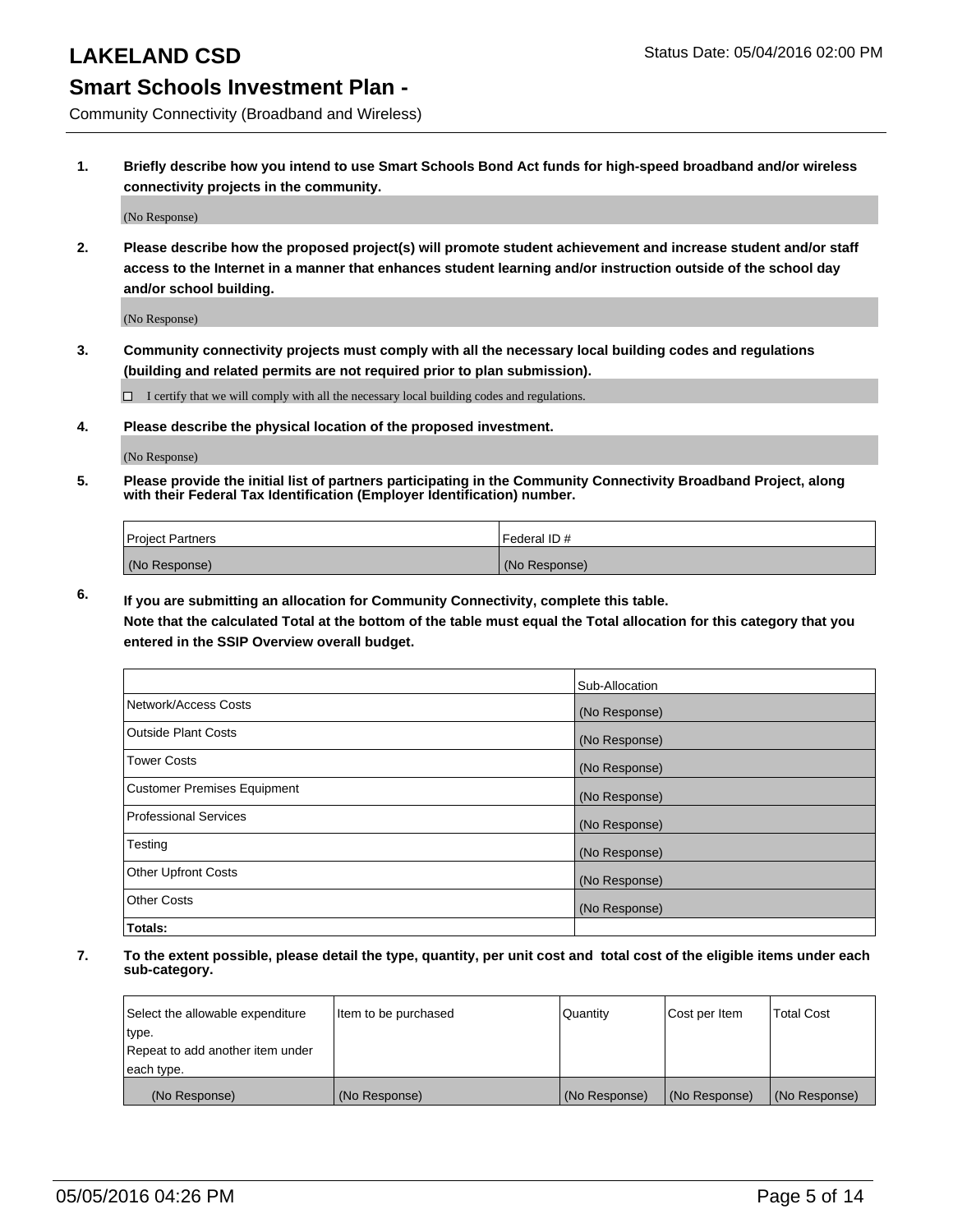# LAKELAND CSD

Status Date: 05/04/2016 02:00 PM

## Smart Schools Investment Plan -

Community Connectivity (Broadband and Wireless)

1. **Briefly describe how you intend to use Smart Schools Bond Act funds for high-speed broadband and/or wireless connectivity projects in the community.**

   (No Response)

2. **Please describe how the proposed project(s) will promote student achievement and increase student and/or staff access to the Internet in a manner that enhances student learning and/or instruction outside of the school day and/or school building.**

   (No Response)

3. **Community connectivity projects must comply with all the necessary local building codes and regulations (building and related permits are not required prior to plan submission).**

   ☐ I certify that we will comply with all the necessary local building codes and regulations.

4. **Please describe the physical location of the proposed investment.**

   (No Response)

5. **Please provide the initial list of partners participating in the Community Connectivity Broadband Project, along with their Federal Tax Identification (Employer Identification) number.**

| Project Partners | Federal ID # |
|---|---|
| (No Response) | (No Response) |

6. **If you are submitting an allocation for Community Connectivity, complete this table.**
   **Note that the calculated Total at the bottom of the table must equal the Total allocation for this category that you entered in the SSIP Overview overall budget.**

| | Sub-Allocation |
|---|---|
| Network/Access Costs | (No Response) |
| Outside Plant Costs | (No Response) |
| Tower Costs | (No Response) |
| Customer Premises Equipment | (No Response) |
| Professional Services | (No Response) |
| Testing | (No Response) |
| Other Upfront Costs | (No Response) |
| Other Costs | (No Response) |
| **Totals:** | |

7. **To the extent possible, please detail the type, quantity, per unit cost and total cost of the eligible items under each sub-category.**

| Select the allowable expenditure type. Repeat to add another item under each type. | Item to be purchased | Quantity | Cost per Item | Total Cost |
|---|---|---|---|---|
| (No Response) | (No Response) | (No Response) | (No Response) | (No Response) |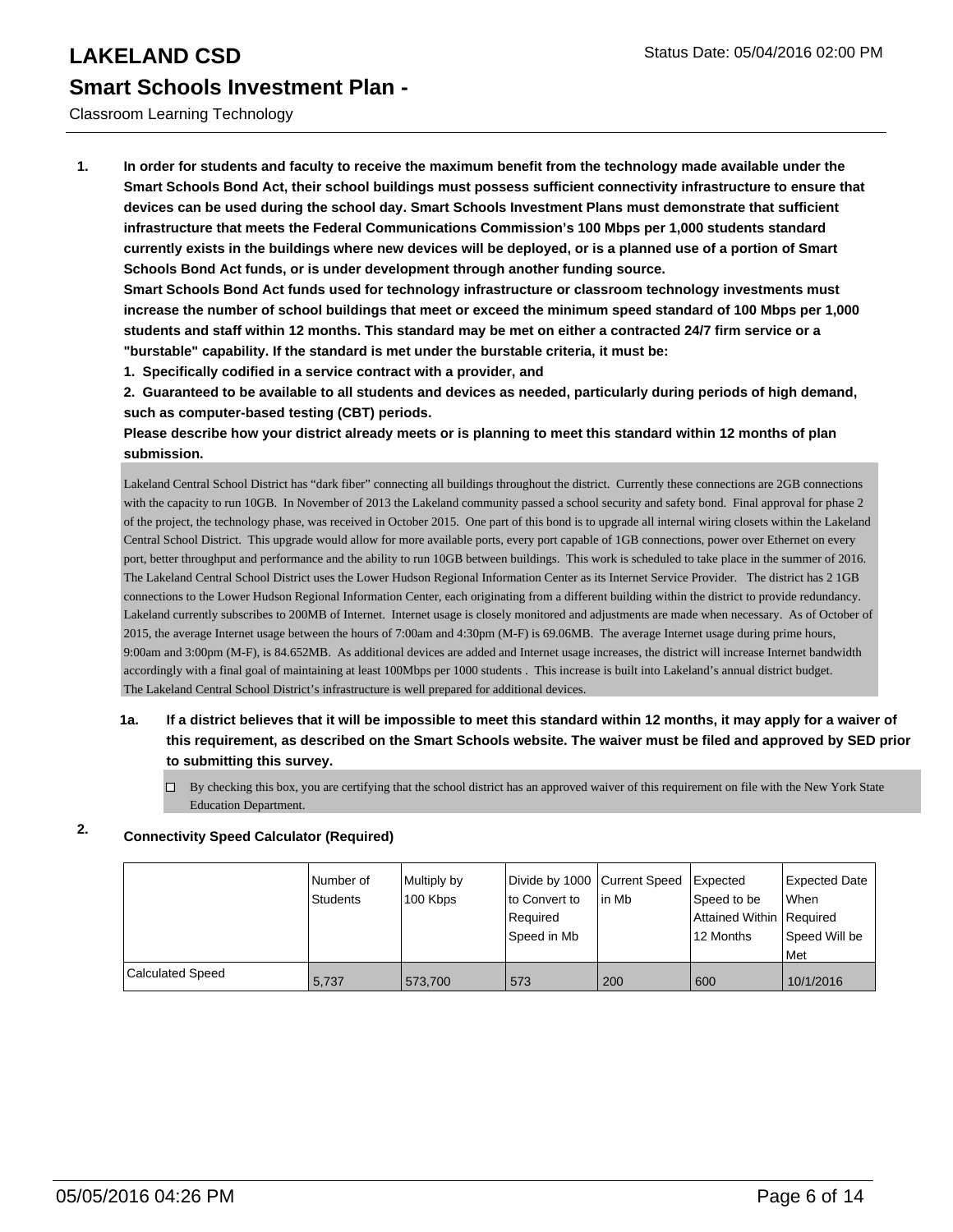# LAKELAND CSD

## Smart Schools Investment Plan -

Classroom Learning Technology

Status Date: 05/04/2016 02:00 PM

**1. In order for students and faculty to receive the maximum benefit from the technology made available under the Smart Schools Bond Act, their school buildings must possess sufficient connectivity infrastructure to ensure that devices can be used during the school day. Smart Schools Investment Plans must demonstrate that sufficient infrastructure that meets the Federal Communications Commission's 100 Mbps per 1,000 students standard currently exists in the buildings where new devices will be deployed, or is a planned use of a portion of Smart Schools Bond Act funds, or is under development through another funding source.**

**Smart Schools Bond Act funds used for technology infrastructure or classroom technology investments must increase the number of school buildings that meet or exceed the minimum speed standard of 100 Mbps per 1,000 students and staff within 12 months. This standard may be met on either a contracted 24/7 firm service or a "burstable" capability. If the standard is met under the burstable criteria, it must be:**

**1. Specifically codified in a service contract with a provider, and**

**2. Guaranteed to be available to all students and devices as needed, particularly during periods of high demand, such as computer-based testing (CBT) periods.**

**Please describe how your district already meets or is planning to meet this standard within 12 months of plan submission.**

Lakeland Central School District has "dark fiber" connecting all buildings throughout the district. Currently these connections are 2GB connections with the capacity to run 10GB. In November of 2013 the Lakeland community passed a school security and safety bond. Final approval for phase 2 of the project, the technology phase, was received in October 2015. One part of this bond is to upgrade all internal wiring closets within the Lakeland Central School District. This upgrade would allow for more available ports, every port capable of 1GB connections, power over Ethernet on every port, better throughput and performance and the ability to run 10GB between buildings. This work is scheduled to take place in the summer of 2016. The Lakeland Central School District uses the Lower Hudson Regional Information Center as its Internet Service Provider. The district has 2 1GB connections to the Lower Hudson Regional Information Center, each originating from a different building within the district to provide redundancy. Lakeland currently subscribes to 200MB of Internet. Internet usage is closely monitored and adjustments are made when necessary. As of October of 2015, the average Internet usage between the hours of 7:00am and 4:30pm (M-F) is 69.06MB. The average Internet usage during prime hours, 9:00am and 3:00pm (M-F), is 84.652MB. As additional devices are added and Internet usage increases, the district will increase Internet bandwidth accordingly with a final goal of maintaining at least 100Mbps per 1000 students . This increase is built into Lakeland's annual district budget.
The Lakeland Central School District's infrastructure is well prepared for additional devices.

**1a. If a district believes that it will be impossible to meet this standard within 12 months, it may apply for a waiver of this requirement, as described on the Smart Schools website. The waiver must be filed and approved by SED prior to submitting this survey.**

☐ By checking this box, you are certifying that the school district has an approved waiver of this requirement on file with the New York State Education Department.

**2. Connectivity Speed Calculator (Required)**

| | Number of Students | Multiply by 100 Kbps | Divide by 1000 to Convert to Required Speed in Mb | Current Speed in Mb | Expected Speed to be Attained Within 12 Months | Expected Date When Required Speed Will be Met |
|---|---|---|---|---|---|---|
| Calculated Speed | 5,737 | 573,700 | 573 | 200 | 600 | 10/1/2016 |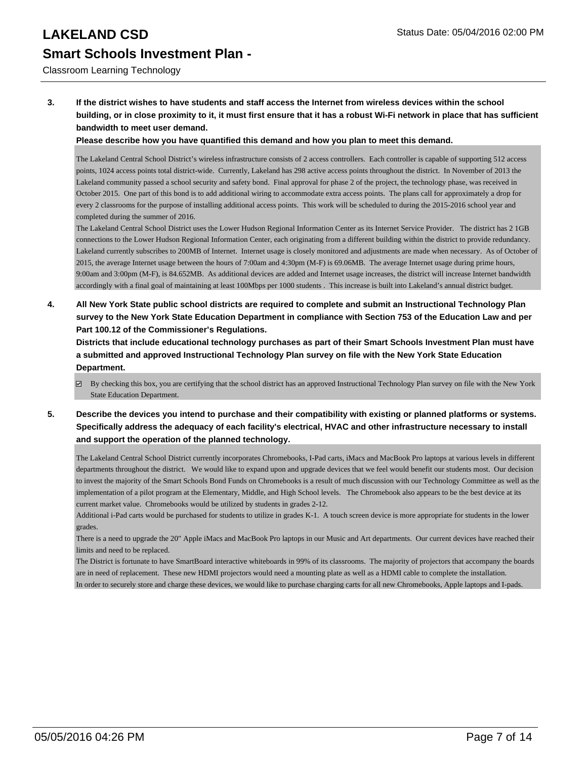**3. If the district wishes to have students and staff access the Internet from wireless devices within the school building, or in close proximity to it, it must first ensure that it has a robust Wi-Fi network in place that has sufficient bandwidth to meet user demand.**

**Please describe how you have quantified this demand and how you plan to meet this demand.**

The Lakeland Central School District's wireless infrastructure consists of 2 access controllers. Each controller is capable of supporting 512 access points, 1024 access points total district-wide. Currently, Lakeland has 298 active access points throughout the district. In November of 2013 the Lakeland community passed a school security and safety bond. Final approval for phase 2 of the project, the technology phase, was received in October 2015. One part of this bond is to add additional wiring to accommodate extra access points. The plans call for approximately a drop for every 2 classrooms for the purpose of installing additional access points. This work will be scheduled to during the 2015-2016 school year and completed during the summer of 2016.

The Lakeland Central School District uses the Lower Hudson Regional Information Center as its Internet Service Provider. The district has 2 1GB connections to the Lower Hudson Regional Information Center, each originating from a different building within the district to provide redundancy. Lakeland currently subscribes to 200MB of Internet. Internet usage is closely monitored and adjustments are made when necessary. As of October of 2015, the average Internet usage between the hours of 7:00am and 4:30pm (M-F) is 69.06MB. The average Internet usage during prime hours, 9:00am and 3:00pm (M-F), is 84.652MB. As additional devices are added and Internet usage increases, the district will increase Internet bandwidth accordingly with a final goal of maintaining at least 100Mbps per 1000 students . This increase is built into Lakeland's annual district budget.

**4. All New York State public school districts are required to complete and submit an Instructional Technology Plan survey to the New York State Education Department in compliance with Section 753 of the Education Law and per Part 100.12 of the Commissioner's Regulations.**

**Districts that include educational technology purchases as part of their Smart Schools Investment Plan must have a submitted and approved Instructional Technology Plan survey on file with the New York State Education Department.**

☑ By checking this box, you are certifying that the school district has an approved Instructional Technology Plan survey on file with the New York State Education Department.

**5. Describe the devices you intend to purchase and their compatibility with existing or planned platforms or systems. Specifically address the adequacy of each facility's electrical, HVAC and other infrastructure necessary to install and support the operation of the planned technology.**

The Lakeland Central School District currently incorporates Chromebooks, I-Pad carts, iMacs and MacBook Pro laptops at various levels in different departments throughout the district. We would like to expand upon and upgrade devices that we feel would benefit our students most. Our decision to invest the majority of the Smart Schools Bond Funds on Chromebooks is a result of much discussion with our Technology Committee as well as the implementation of a pilot program at the Elementary, Middle, and High School levels. The Chromebook also appears to be the best device at its current market value. Chromebooks would be utilized by students in grades 2-12.

Additional i-Pad carts would be purchased for students to utilize in grades K-1. A touch screen device is more appropriate for students in the lower grades.

There is a need to upgrade the 20" Apple iMacs and MacBook Pro laptops in our Music and Art departments. Our current devices have reached their limits and need to be replaced.

The District is fortunate to have SmartBoard interactive whiteboards in 99% of its classrooms. The majority of projectors that accompany the boards are in need of replacement. These new HDMI projectors would need a mounting plate as well as a HDMI cable to complete the installation.

In order to securely store and charge these devices, we would like to purchase charging carts for all new Chromebooks, Apple laptops and I-pads.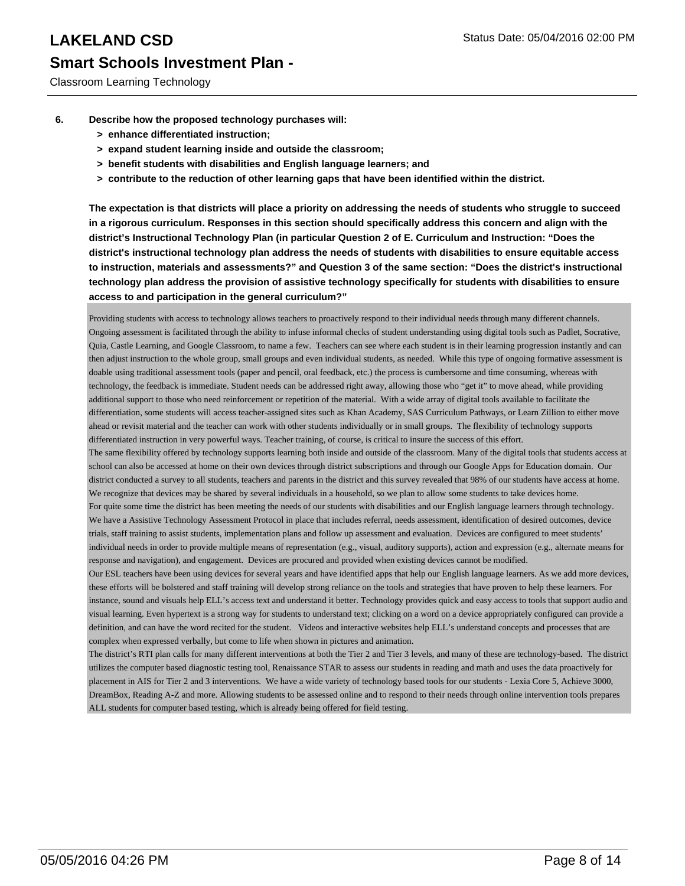6. **Describe how the proposed technology purchases will:**
   - **> enhance differentiated instruction;**
   - **> expand student learning inside and outside the classroom;**
   - **> benefit students with disabilities and English language learners; and**
   - **> contribute to the reduction of other learning gaps that have been identified within the district.**

**The expectation is that districts will place a priority on addressing the needs of students who struggle to succeed in a rigorous curriculum. Responses in this section should specifically address this concern and align with the district's Instructional Technology Plan (in particular Question 2 of E. Curriculum and Instruction: "Does the district's instructional technology plan address the needs of students with disabilities to ensure equitable access to instruction, materials and assessments?" and Question 3 of the same section: "Does the district's instructional technology plan address the provision of assistive technology specifically for students with disabilities to ensure access to and participation in the general curriculum?"**

Providing students with access to technology allows teachers to proactively respond to their individual needs through many different channels. Ongoing assessment is facilitated through the ability to infuse informal checks of student understanding using digital tools such as Padlet, Socrative, Quia, Castle Learning, and Google Classroom, to name a few. Teachers can see where each student is in their learning progression instantly and can then adjust instruction to the whole group, small groups and even individual students, as needed. While this type of ongoing formative assessment is doable using traditional assessment tools (paper and pencil, oral feedback, etc.) the process is cumbersome and time consuming, whereas with technology, the feedback is immediate. Student needs can be addressed right away, allowing those who "get it" to move ahead, while providing additional support to those who need reinforcement or repetition of the material. With a wide array of digital tools available to facilitate the differentiation, some students will access teacher-assigned sites such as Khan Academy, SAS Curriculum Pathways, or Learn Zillion to either move ahead or revisit material and the teacher can work with other students individually or in small groups. The flexibility of technology supports differentiated instruction in very powerful ways. Teacher training, of course, is critical to insure the success of this effort.

The same flexibility offered by technology supports learning both inside and outside of the classroom. Many of the digital tools that students access at school can also be accessed at home on their own devices through district subscriptions and through our Google Apps for Education domain. Our district conducted a survey to all students, teachers and parents in the district and this survey revealed that 98% of our students have access at home. We recognize that devices may be shared by several individuals in a household, so we plan to allow some students to take devices home.

For quite some time the district has been meeting the needs of our students with disabilities and our English language learners through technology. We have a Assistive Technology Assessment Protocol in place that includes referral, needs assessment, identification of desired outcomes, device trials, staff training to assist students, implementation plans and follow up assessment and evaluation. Devices are configured to meet students' individual needs in order to provide multiple means of representation (e.g., visual, auditory supports), action and expression (e.g., alternate means for response and navigation), and engagement. Devices are procured and provided when existing devices cannot be modified.

Our ESL teachers have been using devices for several years and have identified apps that help our English language learners. As we add more devices, these efforts will be bolstered and staff training will develop strong reliance on the tools and strategies that have proven to help these learners. For instance, sound and visuals help ELL's access text and understand it better. Technology provides quick and easy access to tools that support audio and visual learning. Even hypertext is a strong way for students to understand text; clicking on a word on a device appropriately configured can provide a definition, and can have the word recited for the student. Videos and interactive websites help ELL's understand concepts and processes that are complex when expressed verbally, but come to life when shown in pictures and animation.

The district's RTI plan calls for many different interventions at both the Tier 2 and Tier 3 levels, and many of these are technology-based. The district utilizes the computer based diagnostic testing tool, Renaissance STAR to assess our students in reading and math and uses the data proactively for placement in AIS for Tier 2 and 3 interventions. We have a wide variety of technology based tools for our students - Lexia Core 5, Achieve 3000, DreamBox, Reading A-Z and more. Allowing students to be assessed online and to respond to their needs through online intervention tools prepares ALL students for computer based testing, which is already being offered for field testing.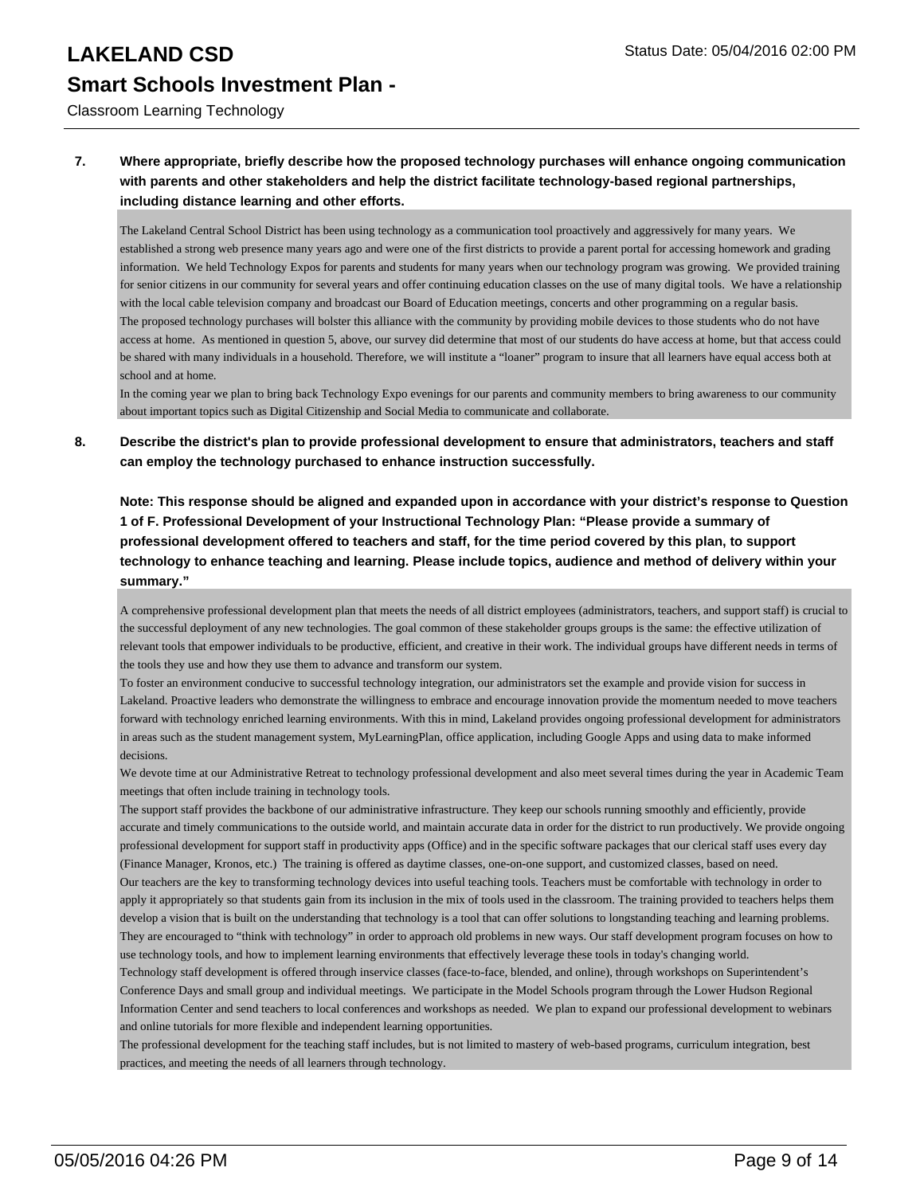**7. Where appropriate, briefly describe how the proposed technology purchases will enhance ongoing communication with parents and other stakeholders and help the district facilitate technology-based regional partnerships, including distance learning and other efforts.**

The Lakeland Central School District has been using technology as a communication tool proactively and aggressively for many years. We established a strong web presence many years ago and were one of the first districts to provide a parent portal for accessing homework and grading information. We held Technology Expos for parents and students for many years when our technology program was growing. We provided training for senior citizens in our community for several years and offer continuing education classes on the use of many digital tools. We have a relationship with the local cable television company and broadcast our Board of Education meetings, concerts and other programming on a regular basis.

The proposed technology purchases will bolster this alliance with the community by providing mobile devices to those students who do not have access at home. As mentioned in question 5, above, our survey did determine that most of our students do have access at home, but that access could be shared with many individuals in a household. Therefore, we will institute a "loaner" program to insure that all learners have equal access both at school and at home.

In the coming year we plan to bring back Technology Expo evenings for our parents and community members to bring awareness to our community about important topics such as Digital Citizenship and Social Media to communicate and collaborate.

**8. Describe the district's plan to provide professional development to ensure that administrators, teachers and staff can employ the technology purchased to enhance instruction successfully.**

**Note: This response should be aligned and expanded upon in accordance with your district's response to Question 1 of F. Professional Development of your Instructional Technology Plan: "Please provide a summary of professional development offered to teachers and staff, for the time period covered by this plan, to support technology to enhance teaching and learning. Please include topics, audience and method of delivery within your summary."**

A comprehensive professional development plan that meets the needs of all district employees (administrators, teachers, and support staff) is crucial to the successful deployment of any new technologies. The goal common of these stakeholder groups groups is the same: the effective utilization of relevant tools that empower individuals to be productive, efficient, and creative in their work. The individual groups have different needs in terms of the tools they use and how they use them to advance and transform our system.

To foster an environment conducive to successful technology integration, our administrators set the example and provide vision for success in Lakeland. Proactive leaders who demonstrate the willingness to embrace and encourage innovation provide the momentum needed to move teachers forward with technology enriched learning environments. With this in mind, Lakeland provides ongoing professional development for administrators in areas such as the student management system, MyLearningPlan, office application, including Google Apps and using data to make informed decisions.

We devote time at our Administrative Retreat to technology professional development and also meet several times during the year in Academic Team meetings that often include training in technology tools.

The support staff provides the backbone of our administrative infrastructure. They keep our schools running smoothly and efficiently, provide accurate and timely communications to the outside world, and maintain accurate data in order for the district to run productively. We provide ongoing professional development for support staff in productivity apps (Office) and in the specific software packages that our clerical staff uses every day (Finance Manager, Kronos, etc.) The training is offered as daytime classes, one-on-one support, and customized classes, based on need.

Our teachers are the key to transforming technology devices into useful teaching tools. Teachers must be comfortable with technology in order to apply it appropriately so that students gain from its inclusion in the mix of tools used in the classroom. The training provided to teachers helps them develop a vision that is built on the understanding that technology is a tool that can offer solutions to longstanding teaching and learning problems. They are encouraged to "think with technology" in order to approach old problems in new ways. Our staff development program focuses on how to use technology tools, and how to implement learning environments that effectively leverage these tools in today's changing world.

Technology staff development is offered through inservice classes (face-to-face, blended, and online), through workshops on Superintendent's Conference Days and small group and individual meetings. We participate in the Model Schools program through the Lower Hudson Regional Information Center and send teachers to local conferences and workshops as needed. We plan to expand our professional development to webinars and online tutorials for more flexible and independent learning opportunities.

The professional development for the teaching staff includes, but is not limited to mastery of web-based programs, curriculum integration, best practices, and meeting the needs of all learners through technology.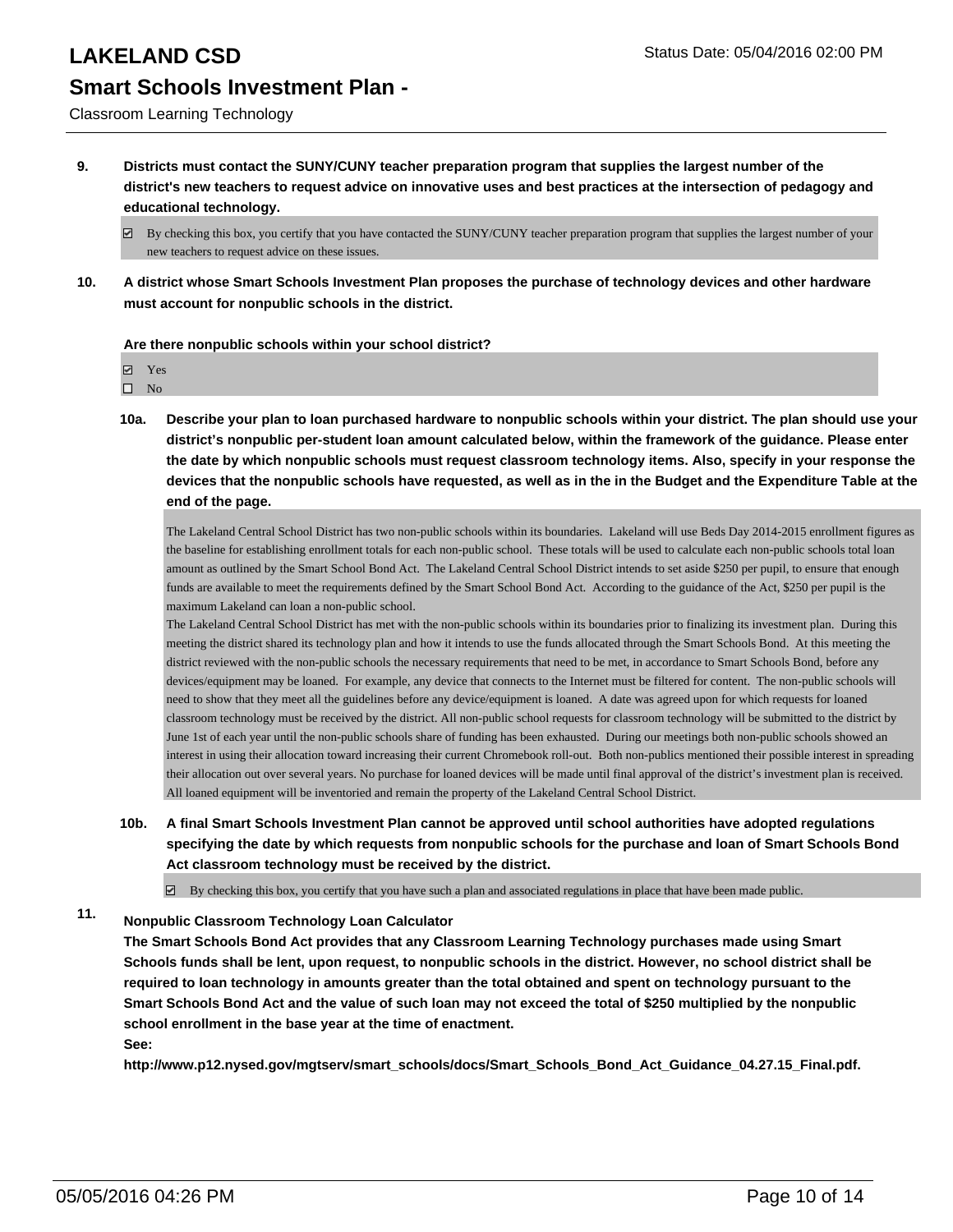**9. Districts must contact the SUNY/CUNY teacher preparation program that supplies the largest number of the district's new teachers to request advice on innovative uses and best practices at the intersection of pedagogy and educational technology.**

☑ By checking this box, you certify that you have contacted the SUNY/CUNY teacher preparation program that supplies the largest number of your new teachers to request advice on these issues.

**10. A district whose Smart Schools Investment Plan proposes the purchase of technology devices and other hardware must account for nonpublic schools in the district.**

**Are there nonpublic schools within your school district?**

☑ Yes
☐ No

**10a. Describe your plan to loan purchased hardware to nonpublic schools within your district. The plan should use your district's nonpublic per-student loan amount calculated below, within the framework of the guidance. Please enter the date by which nonpublic schools must request classroom technology items. Also, specify in your response the devices that the nonpublic schools have requested, as well as in the in the Budget and the Expenditure Table at the end of the page.**

The Lakeland Central School District has two non-public schools within its boundaries. Lakeland will use Beds Day 2014-2015 enrollment figures as the baseline for establishing enrollment totals for each non-public school. These totals will be used to calculate each non-public schools total loan amount as outlined by the Smart School Bond Act. The Lakeland Central School District intends to set aside $250 per pupil, to ensure that enough funds are available to meet the requirements defined by the Smart School Bond Act. According to the guidance of the Act, $250 per pupil is the maximum Lakeland can loan a non-public school.
The Lakeland Central School District has met with the non-public schools within its boundaries prior to finalizing its investment plan. During this meeting the district shared its technology plan and how it intends to use the funds allocated through the Smart Schools Bond. At this meeting the district reviewed with the non-public schools the necessary requirements that need to be met, in accordance to Smart Schools Bond, before any devices/equipment may be loaned. For example, any device that connects to the Internet must be filtered for content. The non-public schools will need to show that they meet all the guidelines before any device/equipment is loaned. A date was agreed upon for which requests for loaned classroom technology must be received by the district. All non-public school requests for classroom technology will be submitted to the district by June 1st of each year until the non-public schools share of funding has been exhausted. During our meetings both non-public schools showed an interest in using their allocation toward increasing their current Chromebook roll-out. Both non-publics mentioned their possible interest in spreading their allocation out over several years. No purchase for loaned devices will be made until final approval of the district's investment plan is received. All loaned equipment will be inventoried and remain the property of the Lakeland Central School District.

**10b. A final Smart Schools Investment Plan cannot be approved until school authorities have adopted regulations specifying the date by which requests from nonpublic schools for the purchase and loan of Smart Schools Bond Act classroom technology must be received by the district.**

☑ By checking this box, you certify that you have such a plan and associated regulations in place that have been made public.

**11. Nonpublic Classroom Technology Loan Calculator**
**The Smart Schools Bond Act provides that any Classroom Learning Technology purchases made using Smart Schools funds shall be lent, upon request, to nonpublic schools in the district. However, no school district shall be required to loan technology in amounts greater than the total obtained and spent on technology pursuant to the Smart Schools Bond Act and the value of such loan may not exceed the total of $250 multiplied by the nonpublic school enrollment in the base year at the time of enactment.**
**See:**
**http://www.p12.nysed.gov/mgtserv/smart_schools/docs/Smart_Schools_Bond_Act_Guidance_04.27.15_Final.pdf.**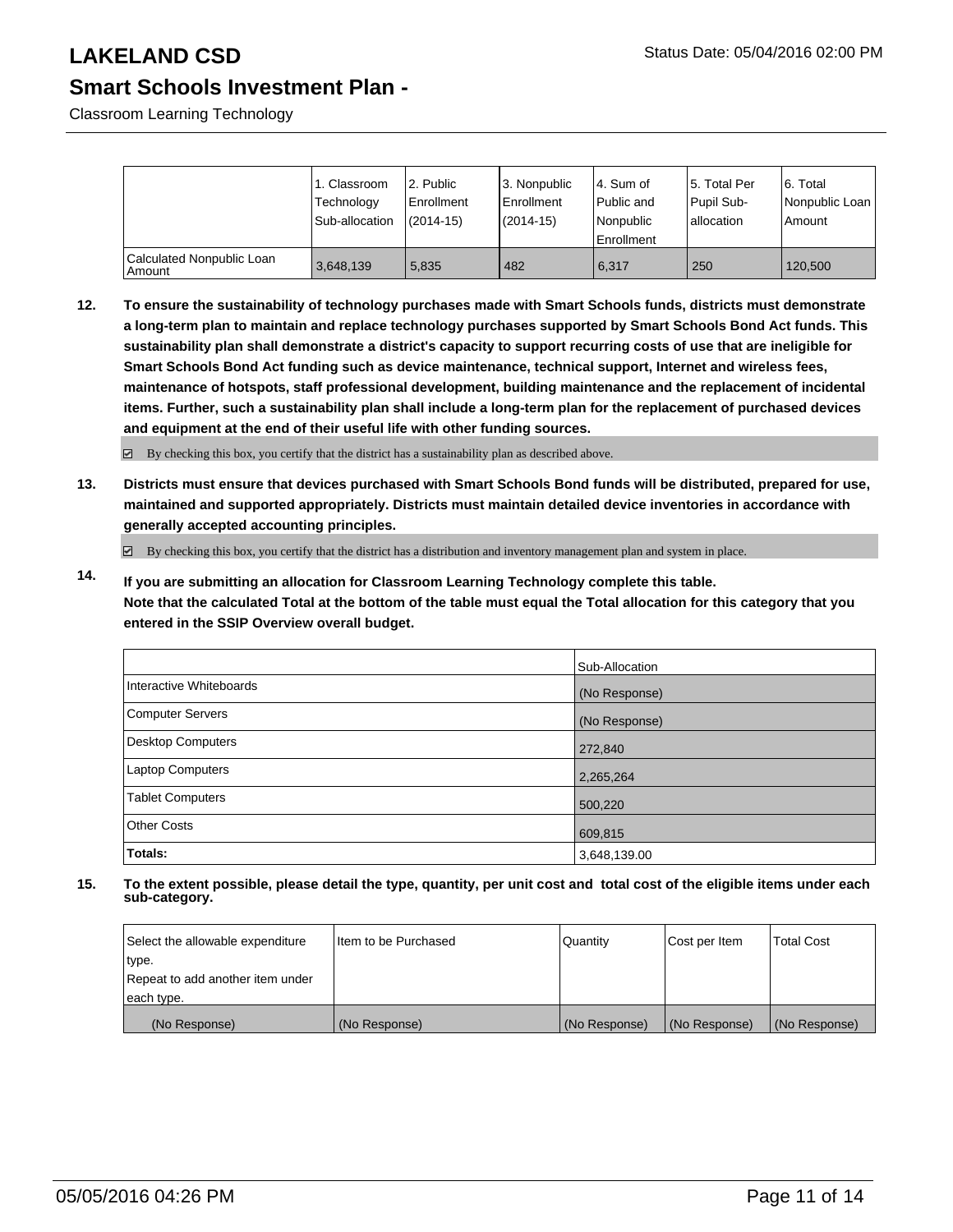# LAKELAND CSD

Status Date: 05/04/2016 02:00 PM

## Smart Schools Investment Plan -

Classroom Learning Technology

| | 1. Classroom Technology Sub-allocation | 2. Public Enrollment (2014-15) | 3. Nonpublic Enrollment (2014-15) | 4. Sum of Public and Nonpublic Enrollment | 5. Total Per Pupil Sub-allocation | 6. Total Nonpublic Loan Amount |
|---|---|---|---|---|---|---|
| Calculated Nonpublic Loan Amount | 3,648,139 | 5,835 | 482 | 6,317 | 250 | 120,500 |

**12. To ensure the sustainability of technology purchases made with Smart Schools funds, districts must demonstrate a long-term plan to maintain and replace technology purchases supported by Smart Schools Bond Act funds. This sustainability plan shall demonstrate a district's capacity to support recurring costs of use that are ineligible for Smart Schools Bond Act funding such as device maintenance, technical support, Internet and wireless fees, maintenance of hotspots, staff professional development, building maintenance and the replacement of incidental items. Further, such a sustainability plan shall include a long-term plan for the replacement of purchased devices and equipment at the end of their useful life with other funding sources.**

☑ By checking this box, you certify that the district has a sustainability plan as described above.

**13. Districts must ensure that devices purchased with Smart Schools Bond funds will be distributed, prepared for use, maintained and supported appropriately. Districts must maintain detailed device inventories in accordance with generally accepted accounting principles.**

☑ By checking this box, you certify that the district has a distribution and inventory management plan and system in place.

**14. If you are submitting an allocation for Classroom Learning Technology complete this table. Note that the calculated Total at the bottom of the table must equal the Total allocation for this category that you entered in the SSIP Overview overall budget.**

| | Sub-Allocation |
|---|---|
| Interactive Whiteboards | (No Response) |
| Computer Servers | (No Response) |
| Desktop Computers | 272,840 |
| Laptop Computers | 2,265,264 |
| Tablet Computers | 500,220 |
| Other Costs | 609,815 |
| **Totals:** | 3,648,139.00 |

**15. To the extent possible, please detail the type, quantity, per unit cost and total cost of the eligible items under each sub-category.**

| Select the allowable expenditure type. Repeat to add another item under each type. | Item to be Purchased | Quantity | Cost per Item | Total Cost |
|---|---|---|---|---|
| (No Response) | (No Response) | (No Response) | (No Response) | (No Response) |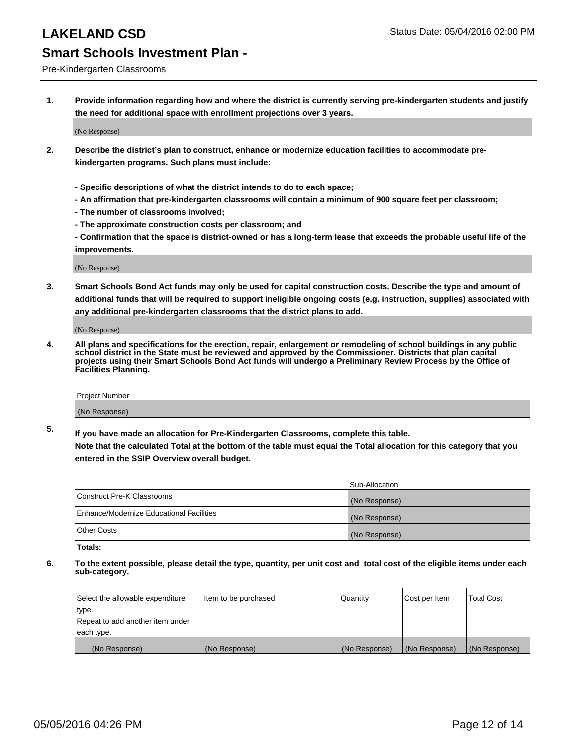# LAKELAND CSD

Status Date: 05/04/2016 02:00 PM

## Smart Schools Investment Plan -

Pre-Kindergarten Classrooms

1. **Provide information regarding how and where the district is currently serving pre-kindergarten students and justify the need for additional space with enrollment projections over 3 years.**

   (No Response)

2. **Describe the district's plan to construct, enhance or modernize education facilities to accommodate pre-kindergarten programs. Such plans must include:**

   **- Specific descriptions of what the district intends to do to each space;**
   **- An affirmation that pre-kindergarten classrooms will contain a minimum of 900 square feet per classroom;**
   **- The number of classrooms involved;**
   **- The approximate construction costs per classroom; and**
   **- Confirmation that the space is district-owned or has a long-term lease that exceeds the probable useful life of the improvements.**

   (No Response)

3. **Smart Schools Bond Act funds may only be used for capital construction costs. Describe the type and amount of additional funds that will be required to support ineligible ongoing costs (e.g. instruction, supplies) associated with any additional pre-kindergarten classrooms that the district plans to add.**

   (No Response)

4. **All plans and specifications for the erection, repair, enlargement or remodeling of school buildings in any public school district in the State must be reviewed and approved by the Commissioner. Districts that plan capital projects using their Smart Schools Bond Act funds will undergo a Preliminary Review Process by the Office of Facilities Planning.**

| Project Number |
|---|
| (No Response) |

5. **If you have made an allocation for Pre-Kindergarten Classrooms, complete this table.**
   **Note that the calculated Total at the bottom of the table must equal the Total allocation for this category that you entered in the SSIP Overview overall budget.**

| | Sub-Allocation |
|---|---|
| Construct Pre-K Classrooms | (No Response) |
| Enhance/Modernize Educational Facilities | (No Response) |
| Other Costs | (No Response) |
| **Totals:** | |

6. **To the extent possible, please detail the type, quantity, per unit cost and total cost of the eligible items under each sub-category.**

| Select the allowable expenditure type. Repeat to add another item under each type. | Item to be purchased | Quantity | Cost per Item | Total Cost |
|---|---|---|---|---|
| (No Response) | (No Response) | (No Response) | (No Response) | (No Response) |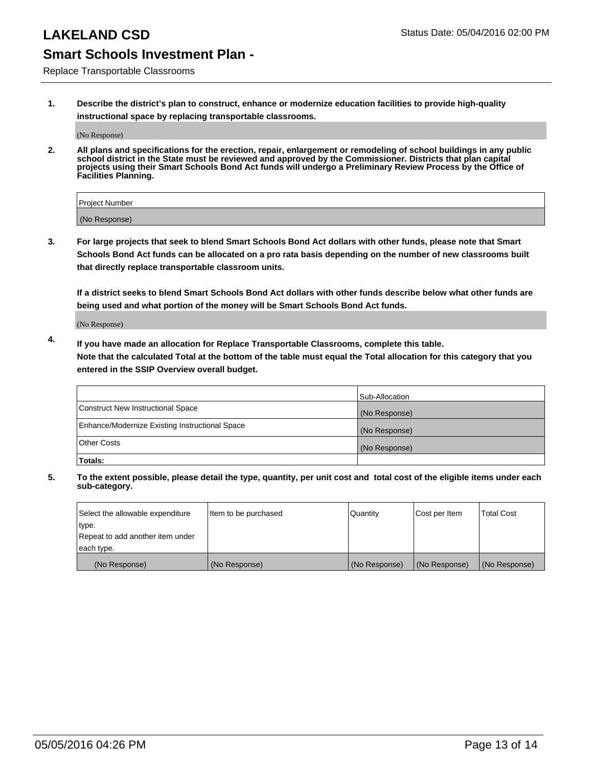# LAKELAND CSD

Status Date: 05/04/2016 02:00 PM

## Smart Schools Investment Plan -

Replace Transportable Classrooms

**1. Describe the district's plan to construct, enhance or modernize education facilities to provide high-quality instructional space by replacing transportable classrooms.**

(No Response)

**2. All plans and specifications for the erection, repair, enlargement or remodeling of school buildings in any public school district in the State must be reviewed and approved by the Commissioner. Districts that plan capital projects using their Smart Schools Bond Act funds will undergo a Preliminary Review Process by the Office of Facilities Planning.**

| Project Number |
|---|
| (No Response) |

**3. For large projects that seek to blend Smart Schools Bond Act dollars with other funds, please note that Smart Schools Bond Act funds can be allocated on a pro rata basis depending on the number of new classrooms built that directly replace transportable classroom units.**

**If a district seeks to blend Smart Schools Bond Act dollars with other funds describe below what other funds are being used and what portion of the money will be Smart Schools Bond Act funds.**

(No Response)

**4. If you have made an allocation for Replace Transportable Classrooms, complete this table. Note that the calculated Total at the bottom of the table must equal the Total allocation for this category that you entered in the SSIP Overview overall budget.**

| | Sub-Allocation |
|---|---|
| Construct New Instructional Space | (No Response) |
| Enhance/Modernize Existing Instructional Space | (No Response) |
| Other Costs | (No Response) |
| **Totals:** | |

**5. To the extent possible, please detail the type, quantity, per unit cost and total cost of the eligible items under each sub-category.**

| Select the allowable expenditure type. Repeat to add another item under each type. | Item to be purchased | Quantity | Cost per Item | Total Cost |
|---|---|---|---|---|
| (No Response) | (No Response) | (No Response) | (No Response) | (No Response) |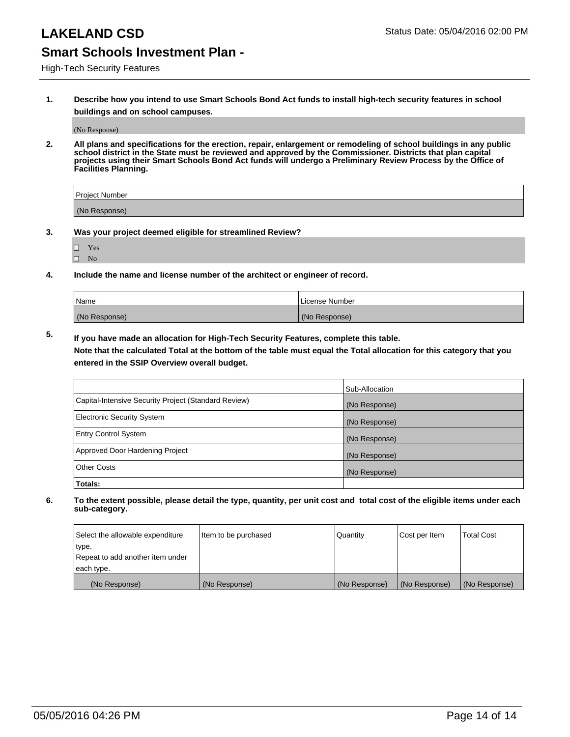# LAKELAND CSD

Status Date: 05/04/2016 02:00 PM

## Smart Schools Investment Plan -

High-Tech Security Features

**1. Describe how you intend to use Smart Schools Bond Act funds to install high-tech security features in school buildings and on school campuses.**

(No Response)

**2. All plans and specifications for the erection, repair, enlargement or remodeling of school buildings in any public school district in the State must be reviewed and approved by the Commissioner. Districts that plan capital projects using their Smart Schools Bond Act funds will undergo a Preliminary Review Process by the Office of Facilities Planning.**

| Project Number |
|---|
| (No Response) |

**3. Was your project deemed eligible for streamlined Review?**

☐ Yes
☐ No

**4. Include the name and license number of the architect or engineer of record.**

| Name | License Number |
|---|---|
| (No Response) | (No Response) |

**5. If you have made an allocation for High-Tech Security Features, complete this table.**
**Note that the calculated Total at the bottom of the table must equal the Total allocation for this category that you entered in the SSIP Overview overall budget.**

| | Sub-Allocation |
|---|---|
| Capital-Intensive Security Project (Standard Review) | (No Response) |
| Electronic Security System | (No Response) |
| Entry Control System | (No Response) |
| Approved Door Hardening Project | (No Response) |
| Other Costs | (No Response) |
| **Totals:** | |

**6. To the extent possible, please detail the type, quantity, per unit cost and total cost of the eligible items under each sub-category.**

| Select the allowable expenditure type. Repeat to add another item under each type. | Item to be purchased | Quantity | Cost per Item | Total Cost |
|---|---|---|---|---|
| (No Response) | (No Response) | (No Response) | (No Response) | (No Response) |